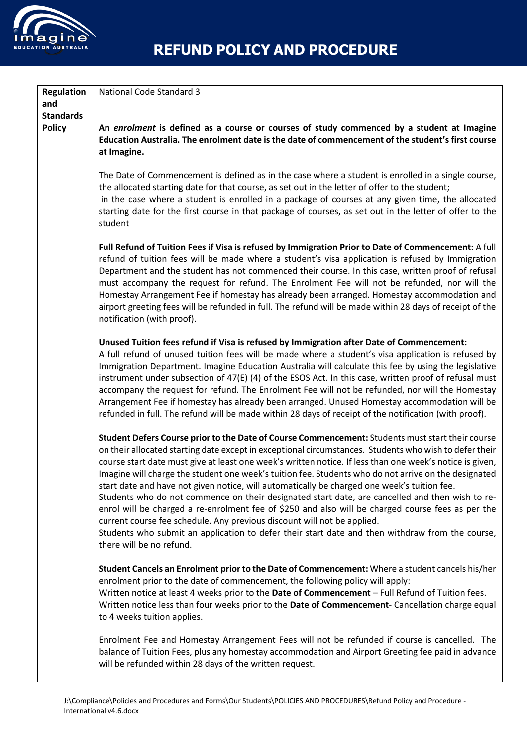# REFUND POLICY AND PROCEDURE

| Regulation and Standards | National Code Standard 3 |
|---|---|
| Policy | **An *enrolment* is defined as a course or courses of study commenced by a student at Imagine Education Australia. The enrolment date is the date of commencement of the student's first course at Imagine.**<br><br>The Date of Commencement is defined as in the case where a student is enrolled in a single course, the allocated starting date for that course, as set out in the letter of offer to the student;<br>in the case where a student is enrolled in a package of courses at any given time, the allocated starting date for the first course in that package of courses, as set out in the letter of offer to the student<br><br>**Full Refund of Tuition Fees if Visa is refused by Immigration Prior to Date of Commencement:** A full refund of tuition fees will be made where a student's visa application is refused by Immigration Department and the student has not commenced their course. In this case, written proof of refusal must accompany the request for refund. The Enrolment Fee will not be refunded, nor will the Homestay Arrangement Fee if homestay has already been arranged. Homestay accommodation and airport greeting fees will be refunded in full. The refund will be made within 28 days of receipt of the notification (with proof).<br><br>**Unused Tuition fees refund if Visa is refused by Immigration after Date of Commencement:**<br>A full refund of unused tuition fees will be made where a student's visa application is refused by Immigration Department. Imagine Education Australia will calculate this fee by using the legislative instrument under subsection of 47(E) (4) of the ESOS Act. In this case, written proof of refusal must accompany the request for refund. The Enrolment Fee will not be refunded, nor will the Homestay Arrangement Fee if homestay has already been arranged. Unused Homestay accommodation will be refunded in full. The refund will be made within 28 days of receipt of the notification (with proof).<br><br>**Student Defers Course prior to the Date of Course Commencement:** Students must start their course on their allocated starting date except in exceptional circumstances. Students who wish to defer their course start date must give at least one week's written notice. If less than one week's notice is given, Imagine will charge the student one week's tuition fee. Students who do not arrive on the designated start date and have not given notice, will automatically be charged one week's tuition fee.<br>Students who do not commence on their designated start date, are cancelled and then wish to re-enrol will be charged a re-enrolment fee of $250 and also will be charged course fees as per the current course fee schedule. Any previous discount will not be applied.<br>Students who submit an application to defer their start date and then withdraw from the course, there will be no refund.<br><br>**Student Cancels an Enrolment prior to the Date of Commencement:** Where a student cancels his/her enrolment prior to the date of commencement, the following policy will apply:<br>Written notice at least 4 weeks prior to the **Date of Commencement** – Full Refund of Tuition fees.<br>Written notice less than four weeks prior to the **Date of Commencement**- Cancellation charge equal to 4 weeks tuition applies.<br><br>Enrolment Fee and Homestay Arrangement Fees will not be refunded if course is cancelled. The balance of Tuition Fees, plus any homestay accommodation and Airport Greeting fee paid in advance will be refunded within 28 days of the written request. |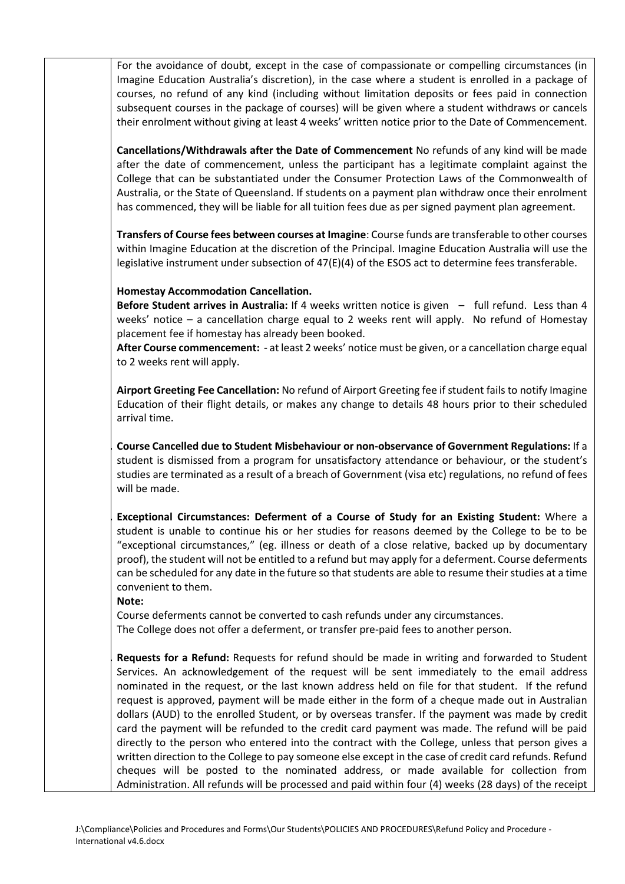For the avoidance of doubt, except in the case of compassionate or compelling circumstances (in Imagine Education Australia's discretion), in the case where a student is enrolled in a package of courses, no refund of any kind (including without limitation deposits or fees paid in connection subsequent courses in the package of courses) will be given where a student withdraws or cancels their enrolment without giving at least 4 weeks' written notice prior to the Date of Commencement.

**Cancellations/Withdrawals after the Date of Commencement** No refunds of any kind will be made after the date of commencement, unless the participant has a legitimate complaint against the College that can be substantiated under the Consumer Protection Laws of the Commonwealth of Australia, or the State of Queensland. If students on a payment plan withdraw once their enrolment has commenced, they will be liable for all tuition fees due as per signed payment plan agreement.

**Transfers of Course fees between courses at Imagine**: Course funds are transferable to other courses within Imagine Education at the discretion of the Principal. Imagine Education Australia will use the legislative instrument under subsection of 47(E)(4) of the ESOS act to determine fees transferable.

**Homestay Accommodation Cancellation.**
**Before Student arrives in Australia:** If 4 weeks written notice is given – full refund. Less than 4 weeks' notice – a cancellation charge equal to 2 weeks rent will apply. No refund of Homestay placement fee if homestay has already been booked.
**After Course commencement:** - at least 2 weeks' notice must be given, or a cancellation charge equal to 2 weeks rent will apply.

**Airport Greeting Fee Cancellation:** No refund of Airport Greeting fee if student fails to notify Imagine Education of their flight details, or makes any change to details 48 hours prior to their scheduled arrival time.

**Course Cancelled due to Student Misbehaviour or non-observance of Government Regulations:** If a student is dismissed from a program for unsatisfactory attendance or behaviour, or the student's studies are terminated as a result of a breach of Government (visa etc) regulations, no refund of fees will be made.

**Exceptional Circumstances: Deferment of a Course of Study for an Existing Student:** Where a student is unable to continue his or her studies for reasons deemed by the College to be to be "exceptional circumstances," (eg. illness or death of a close relative, backed up by documentary proof), the student will not be entitled to a refund but may apply for a deferment. Course deferments can be scheduled for any date in the future so that students are able to resume their studies at a time convenient to them.
**Note:**
Course deferments cannot be converted to cash refunds under any circumstances.
The College does not offer a deferment, or transfer pre-paid fees to another person.

**Requests for a Refund:** Requests for refund should be made in writing and forwarded to Student Services. An acknowledgement of the request will be sent immediately to the email address nominated in the request, or the last known address held on file for that student. If the refund request is approved, payment will be made either in the form of a cheque made out in Australian dollars (AUD) to the enrolled Student, or by overseas transfer. If the payment was made by credit card the payment will be refunded to the credit card payment was made. The refund will be paid directly to the person who entered into the contract with the College, unless that person gives a written direction to the College to pay someone else except in the case of credit card refunds. Refund cheques will be posted to the nominated address, or made available for collection from Administration. All refunds will be processed and paid within four (4) weeks (28 days) of the receipt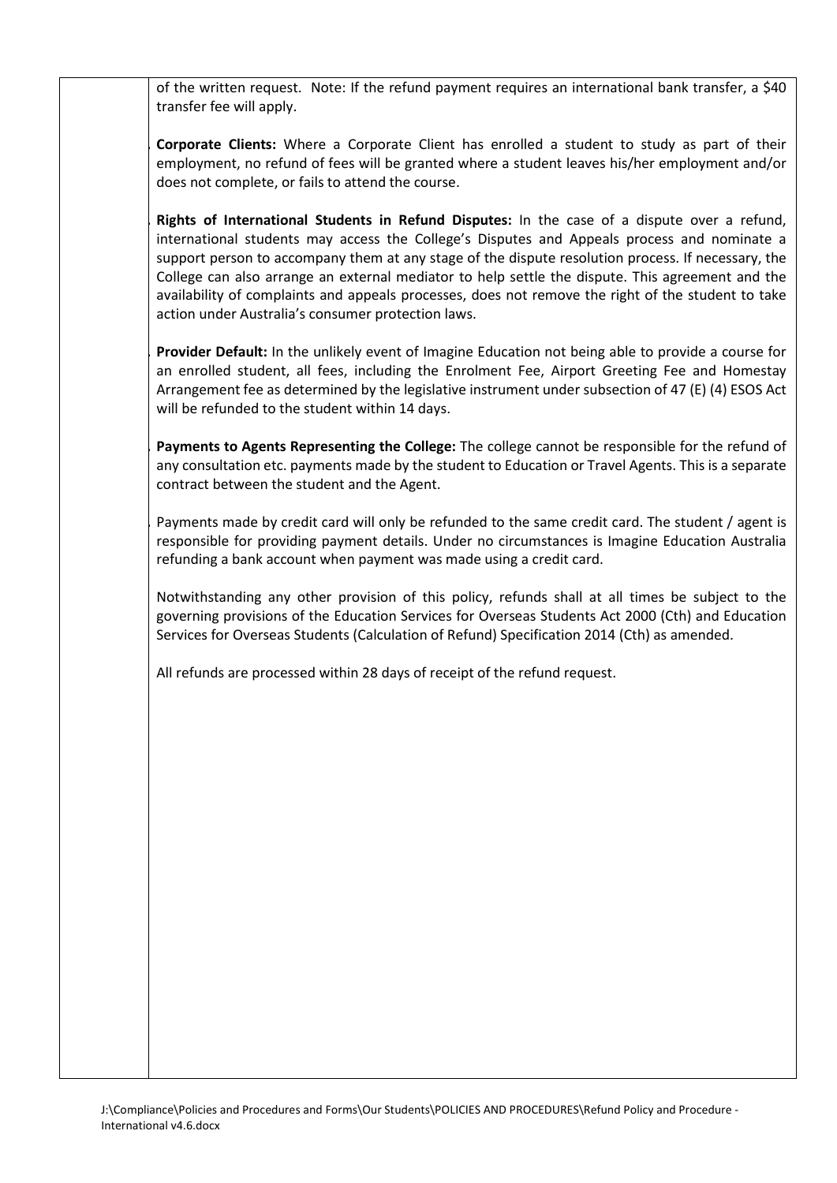of the written request. Note: If the refund payment requires an international bank transfer, a $40 transfer fee will apply.

**Corporate Clients:** Where a Corporate Client has enrolled a student to study as part of their employment, no refund of fees will be granted where a student leaves his/her employment and/or does not complete, or fails to attend the course.

**Rights of International Students in Refund Disputes:** In the case of a dispute over a refund, international students may access the College's Disputes and Appeals process and nominate a support person to accompany them at any stage of the dispute resolution process. If necessary, the College can also arrange an external mediator to help settle the dispute. This agreement and the availability of complaints and appeals processes, does not remove the right of the student to take action under Australia's consumer protection laws.

**Provider Default:** In the unlikely event of Imagine Education not being able to provide a course for an enrolled student, all fees, including the Enrolment Fee, Airport Greeting Fee and Homestay Arrangement fee as determined by the legislative instrument under subsection of 47 (E) (4) ESOS Act will be refunded to the student within 14 days.

**Payments to Agents Representing the College:** The college cannot be responsible for the refund of any consultation etc. payments made by the student to Education or Travel Agents. This is a separate contract between the student and the Agent.

Payments made by credit card will only be refunded to the same credit card. The student / agent is responsible for providing payment details. Under no circumstances is Imagine Education Australia refunding a bank account when payment was made using a credit card.

Notwithstanding any other provision of this policy, refunds shall at all times be subject to the governing provisions of the Education Services for Overseas Students Act 2000 (Cth) and Education Services for Overseas Students (Calculation of Refund) Specification 2014 (Cth) as amended.

All refunds are processed within 28 days of receipt of the refund request.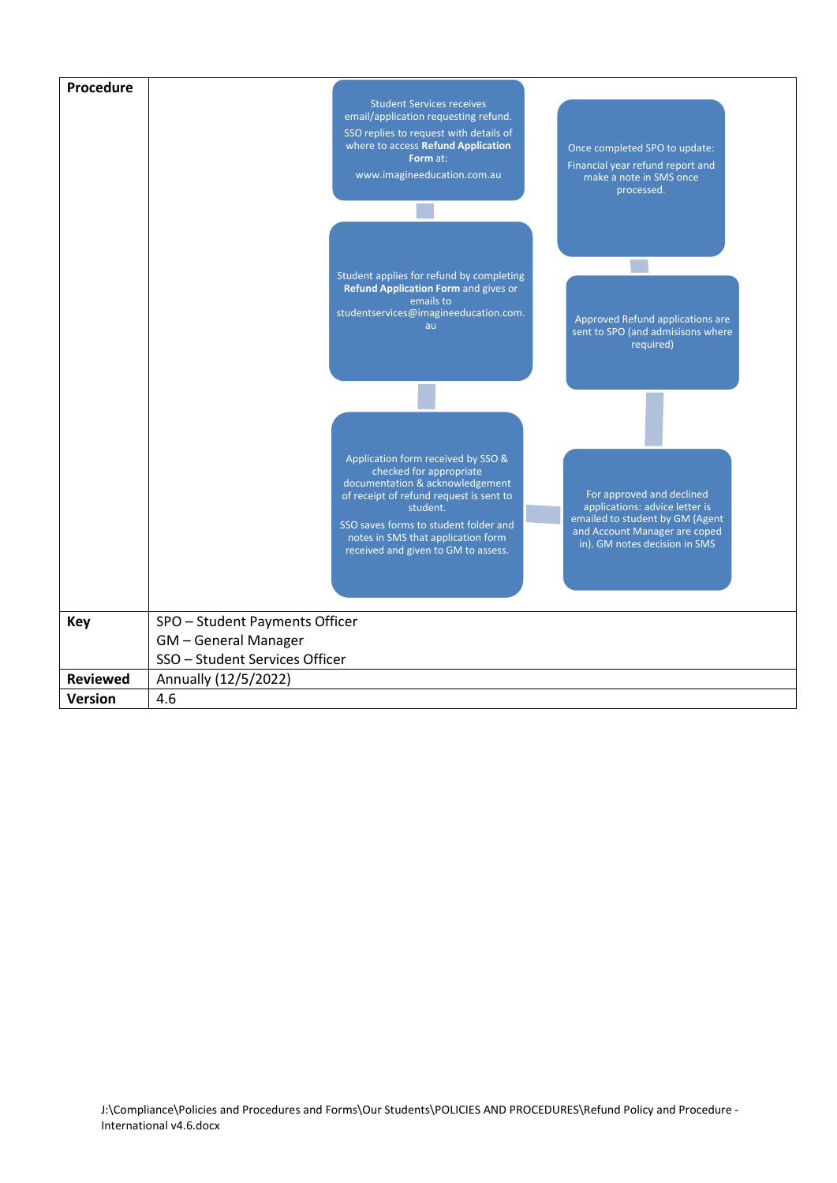| | |
|---|---|
| **Procedure** | Student Services receives email/application requesting refund.<br>SSO replies to request with details of where to access **Refund Application Form** at:<br>www.imagineeducation.com.au<br><br>Student applies for refund by completing **Refund Application Form** and gives or emails to studentservices@imagineeducation.com.au<br><br>Application form received by SSO & checked for appropriate documentation & acknowledgement of receipt of refund request is sent to student.<br>SSO saves forms to student folder and notes in SMS that application form received and given to GM to assess.<br><br>For approved and declined applications: advice letter is emailed to student by GM (Agent and Account Manager are coped in). GM notes decision in SMS<br><br>Approved Refund applications are sent to SPO (and admisisons where required)<br><br>Once completed SPO to update:<br>Financial year refund report and make a note in SMS once processed. |
| **Key** | SPO – Student Payments Officer<br>GM – General Manager<br>SSO – Student Services Officer |
| **Reviewed** | Annually (12/5/2022) |
| **Version** | 4.6 |

J:\Compliance\Policies and Procedures and Forms\Our Students\POLICIES AND PROCEDURES\Refund Policy and Procedure - International v4.6.docx